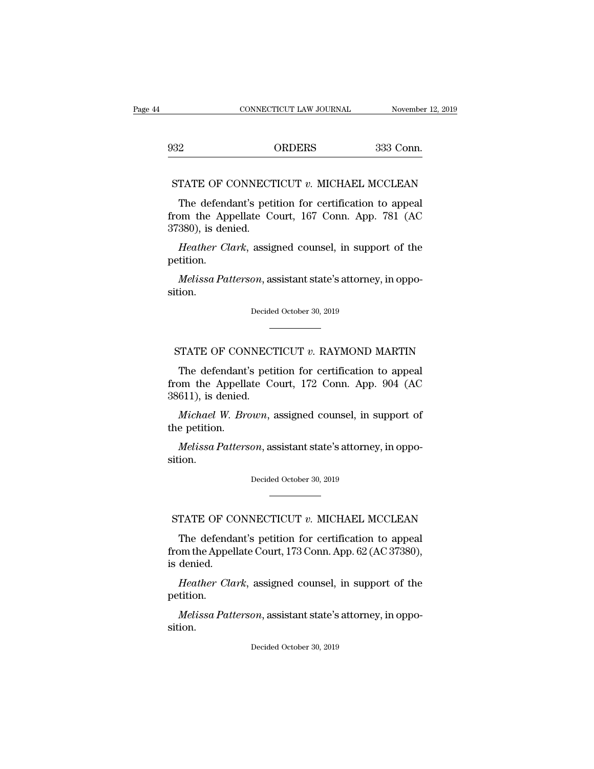STATE OF CONNECTICUT *v.* MICHAEL MCCLEAN

The defendant's petition for certification to appeal from the Appellate Court, 167 Conn. App. 781 (AC 37380), is denied.

*Heather Clark*, assigned counsel, in support of the petition.

*Melissa Patterson*, assistant state's attorney, in opposition.

Decided October 30, 2019

---

STATE OF CONNECTICUT *v.* RAYMOND MARTIN

The defendant's petition for certification to appeal from the Appellate Court, 172 Conn. App. 904 (AC 38611), is denied.

*Michael W. Brown*, assigned counsel, in support of the petition.

*Melissa Patterson*, assistant state's attorney, in opposition.

Decided October 30, 2019

---

STATE OF CONNECTICUT *v.* MICHAEL MCCLEAN

The defendant's petition for certification to appeal from the Appellate Court, 173 Conn. App. 62 (AC 37380), is denied.

*Heather Clark*, assigned counsel, in support of the petition.

*Melissa Patterson*, assistant state's attorney, in opposition.

Decided October 30, 2019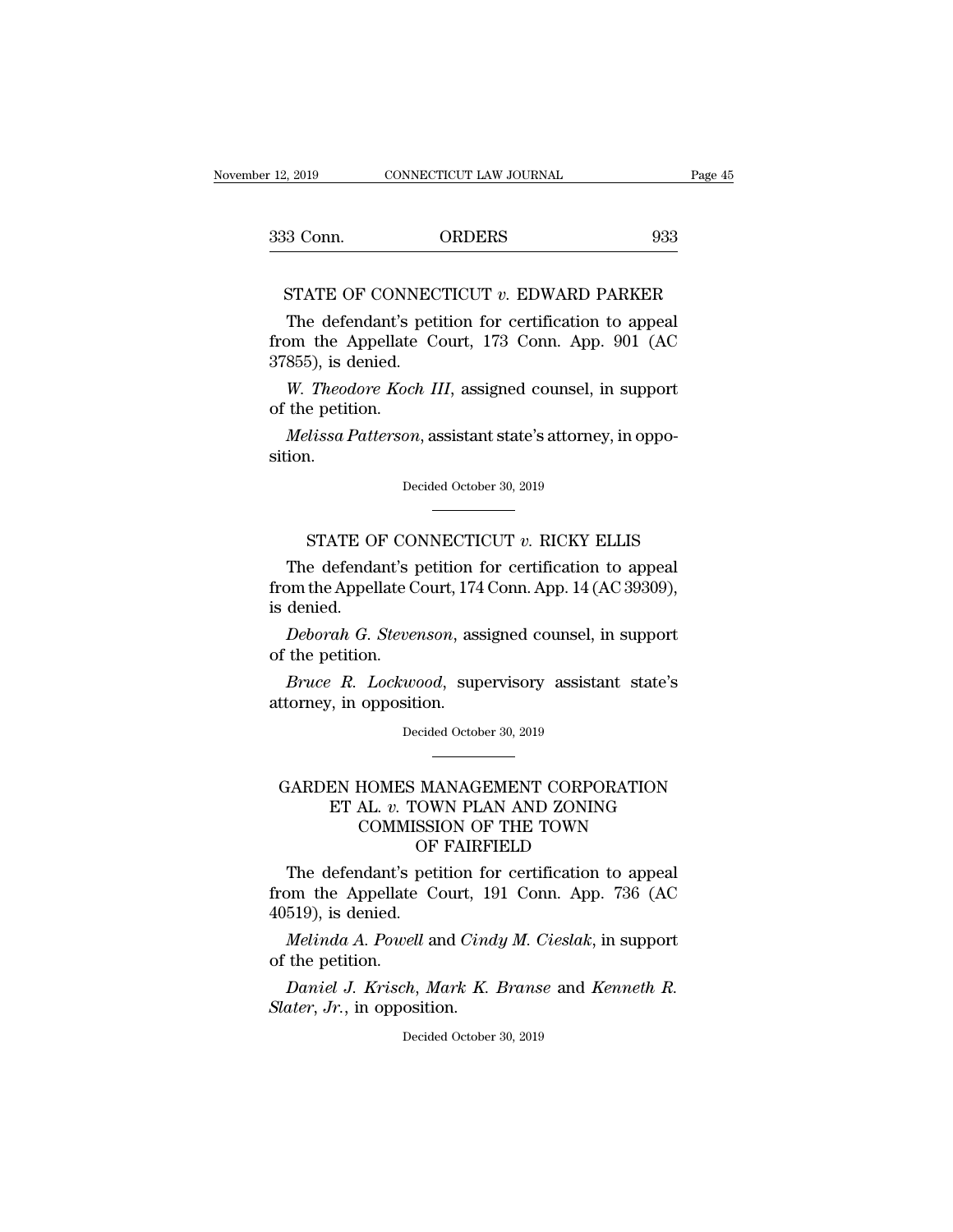STATE OF CONNECTICUT *v.* EDWARD PARKER

The defendant's petition for certification to appeal from the Appellate Court, 173 Conn. App. 901 (AC 37855), is denied.

*W. Theodore Koch III*, assigned counsel, in support of the petition.

*Melissa Patterson*, assistant state's attorney, in opposition.

Decided October 30, 2019

---

STATE OF CONNECTICUT *v.* RICKY ELLIS

The defendant's petition for certification to appeal from the Appellate Court, 174 Conn. App. 14 (AC 39309), is denied.

*Deborah G. Stevenson*, assigned counsel, in support of the petition.

*Bruce R. Lockwood*, supervisory assistant state's attorney, in opposition.

Decided October 30, 2019

---

GARDEN HOMES MANAGEMENT CORPORATION ET AL. *v.* TOWN PLAN AND ZONING COMMISSION OF THE TOWN OF FAIRFIELD

The defendant's petition for certification to appeal from the Appellate Court, 191 Conn. App. 736 (AC 40519), is denied.

*Melinda A. Powell* and *Cindy M. Cieslak*, in support of the petition.

*Daniel J. Krisch*, *Mark K. Branse* and *Kenneth R. Slater, Jr.*, in opposition.

Decided October 30, 2019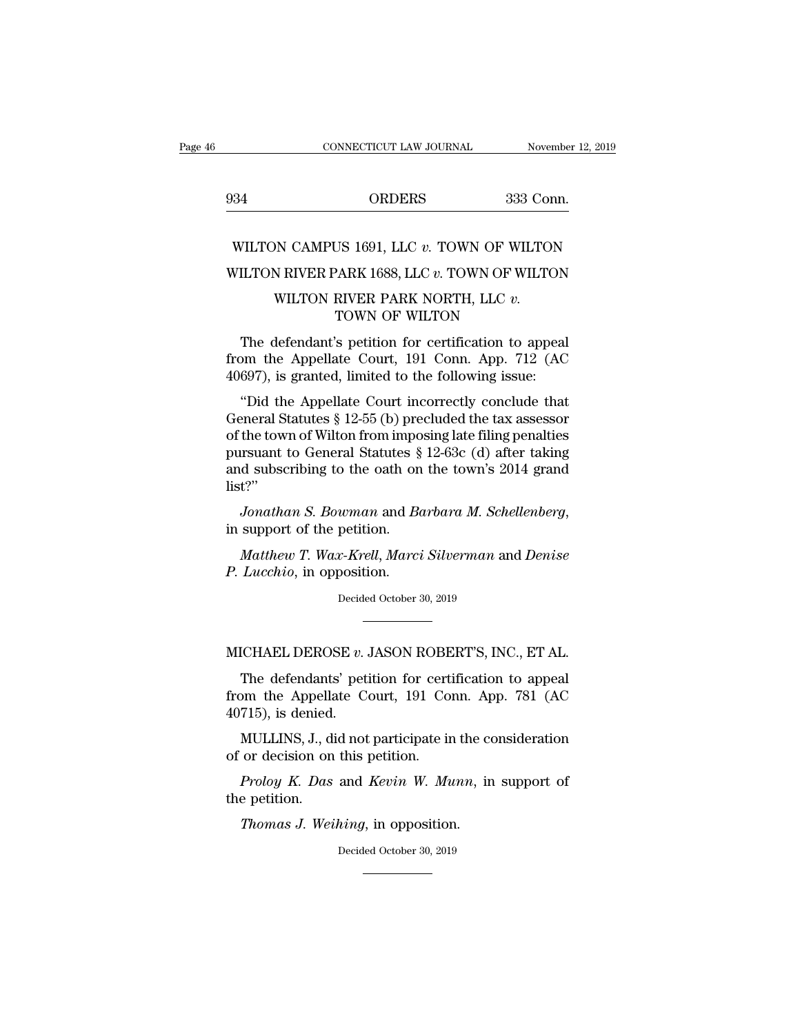## WILTON CAMPUS 1691, LLC *v.* TOWN OF WILTON

## WILTON RIVER PARK 1688, LLC *v.* TOWN OF WILTON

## WILTON RIVER PARK NORTH, LLC *v.* TOWN OF WILTON

The defendant's petition for certification to appeal from the Appellate Court, 191 Conn. App. 712 (AC 40697), is granted, limited to the following issue:

"Did the Appellate Court incorrectly conclude that General Statutes § 12-55 (b) precluded the tax assessor of the town of Wilton from imposing late filing penalties pursuant to General Statutes § 12-63c (d) after taking and subscribing to the oath on the town's 2014 grand list?"

*Jonathan S. Bowman* and *Barbara M. Schellenberg*, in support of the petition.

*Matthew T. Wax-Krell*, *Marci Silverman* and *Denise P. Lucchio*, in opposition.

Decided October 30, 2019

---

## MICHAEL DEROSE *v.* JASON ROBERT'S, INC., ET AL.

The defendants' petition for certification to appeal from the Appellate Court, 191 Conn. App. 781 (AC 40715), is denied.

MULLINS, J., did not participate in the consideration of or decision on this petition.

*Proloy K. Das* and *Kevin W. Munn*, in support of the petition.

*Thomas J. Weihing*, in opposition.

Decided October 30, 2019

---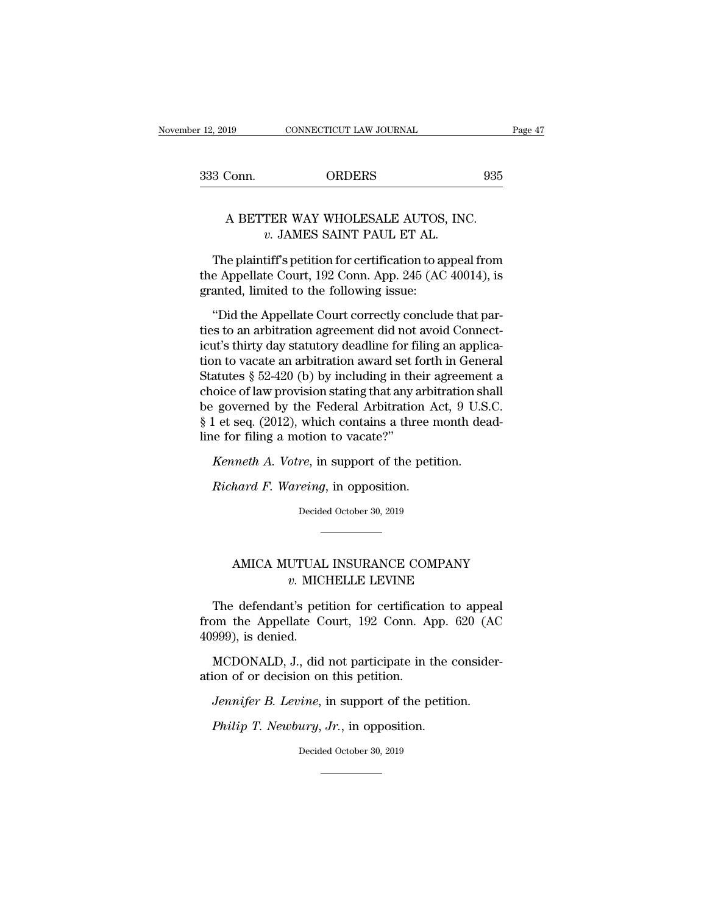## A BETTER WAY WHOLESALE AUTOS, INC. *v.* JAMES SAINT PAUL ET AL.

The plaintiff's petition for certification to appeal from the Appellate Court, 192 Conn. App. 245 (AC 40014), is granted, limited to the following issue:

"Did the Appellate Court correctly conclude that parties to an arbitration agreement did not avoid Connecticut's thirty day statutory deadline for filing an application to vacate an arbitration award set forth in General Statutes § 52-420 (b) by including in their agreement a choice of law provision stating that any arbitration shall be governed by the Federal Arbitration Act, 9 U.S.C. § 1 et seq. (2012), which contains a three month deadline for filing a motion to vacate?"

*Kenneth A. Votre*, in support of the petition.

*Richard F. Wareing*, in opposition.

Decided October 30, 2019

---

## AMICA MUTUAL INSURANCE COMPANY *v.* MICHELLE LEVINE

The defendant's petition for certification to appeal from the Appellate Court, 192 Conn. App. 620 (AC 40999), is denied.

MCDONALD, J., did not participate in the consideration of or decision on this petition.

*Jennifer B. Levine*, in support of the petition.

*Philip T. Newbury, Jr.*, in opposition.

Decided October 30, 2019

---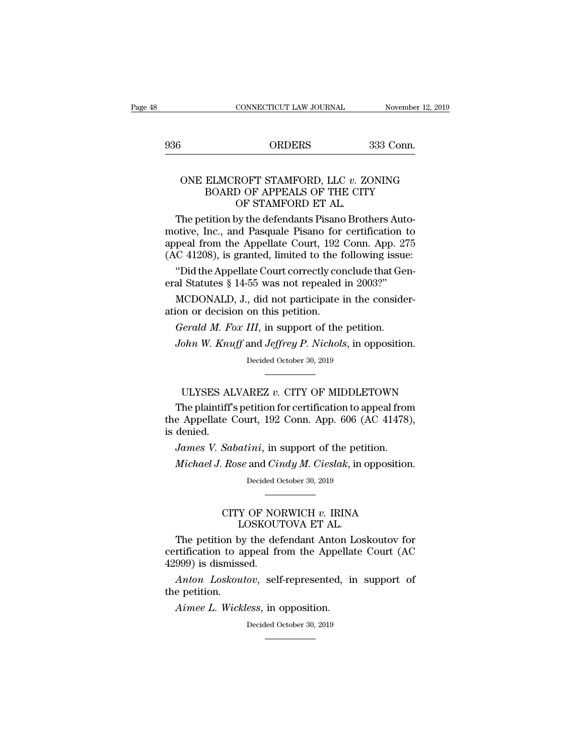## ONE ELMCROFT STAMFORD, LLC *v.* ZONING BOARD OF APPEALS OF THE CITY OF STAMFORD ET AL.

The petition by the defendants Pisano Brothers Automotive, Inc., and Pasquale Pisano for certification to appeal from the Appellate Court, 192 Conn. App. 275 (AC 41208), is granted, limited to the following issue:

"Did the Appellate Court correctly conclude that General Statutes § 14-55 was not repealed in 2003?"

MCDONALD, J., did not participate in the consideration or decision on this petition.

*Gerald M. Fox III*, in support of the petition.

*John W. Knuff* and *Jeffrey P. Nichols*, in opposition.

Decided October 30, 2019

## ULYSES ALVAREZ *v.* CITY OF MIDDLETOWN

The plaintiff's petition for certification to appeal from the Appellate Court, 192 Conn. App. 606 (AC 41478), is denied.

*James V. Sabatini*, in support of the petition.

*Michael J. Rose* and *Cindy M. Cieslak*, in opposition.

Decided October 30, 2019

## CITY OF NORWICH *v.* IRINA LOSKOUTOVA ET AL.

The petition by the defendant Anton Loskoutov for certification to appeal from the Appellate Court (AC 42999) is dismissed.

*Anton Loskoutov*, self-represented, in support of the petition.

*Aimee L. Wickless*, in opposition.

Decided October 30, 2019